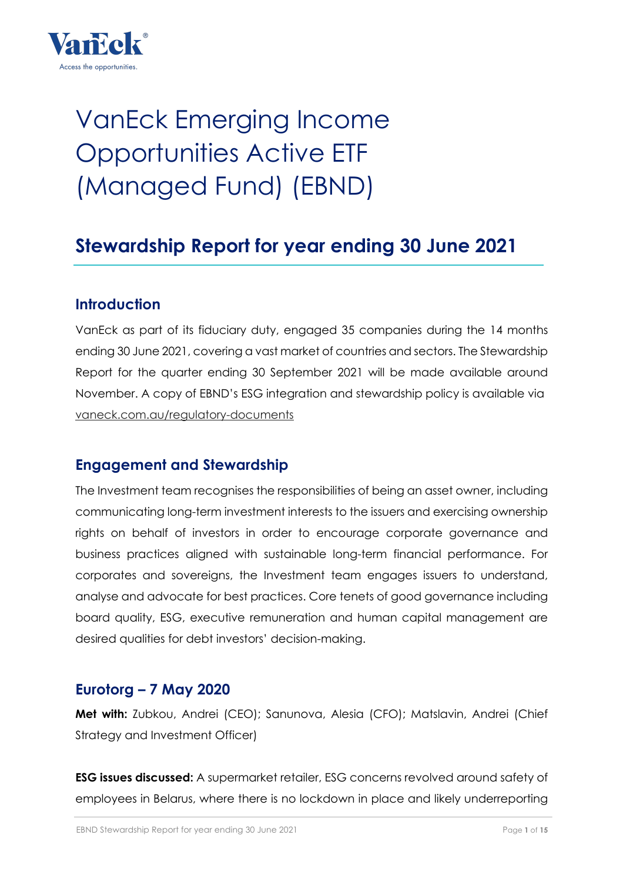# VanEck Emerging Income Opportunities Active ETF (Managed Fund) (EBND)

## Stewardship Report for year ending 30 June 2021

### Introduction

VanEck as part of its fiduciary duty, engaged 35 companies during the 14 months ending 30 June 2021, covering a vast market of countries and sectors. The Stewardship Report for the quarter ending 30 September 2021 will be made available around November. A copy of EBND's ESG integration and stewardship policy is available via vaneck.com.au/regulatory-documents

### Engagement and Stewardship

The Investment team recognises the responsibilities of being an asset owner, including communicating long-term investment interests to the issuers and exercising ownership rights on behalf of investors in order to encourage corporate governance and business practices aligned with sustainable long-term financial performance. For corporates and sovereigns, the Investment team engages issuers to understand, analyse and advocate for best practices. Core tenets of good governance including board quality, ESG, executive remuneration and human capital management are desired qualities for debt investors' decision-making.

### Eurotorg – 7 May 2020

**Met with:** Zubkou, Andrei (CEO); Sanunova, Alesia (CFO); Matslavin, Andrei (Chief Strategy and Investment Officer)

**ESG issues discussed:** A supermarket retailer, ESG concerns revolved around safety of employees in Belarus, where there is no lockdown in place and likely underreporting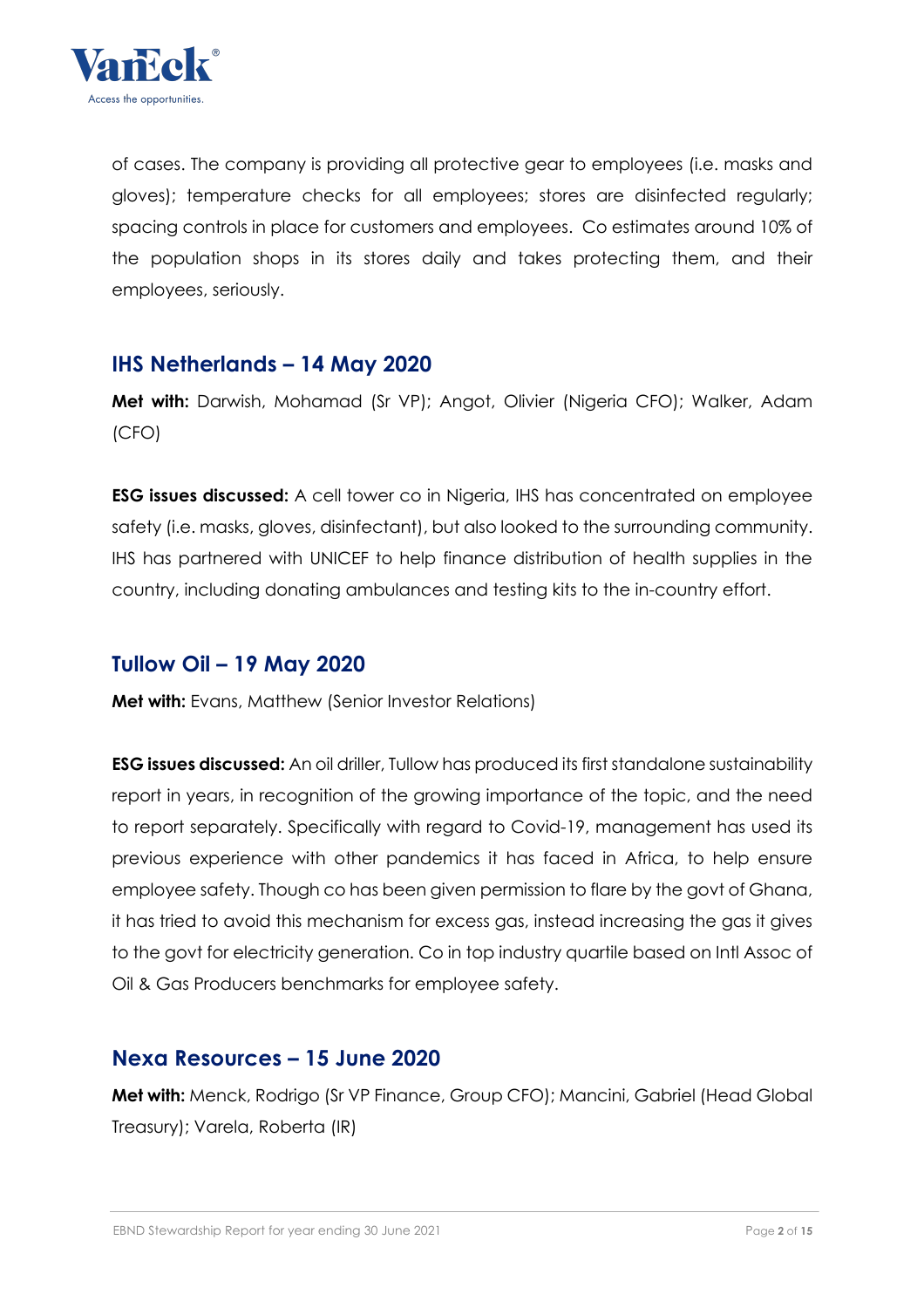of cases. The company is providing all protective gear to employees (i.e. masks and gloves); temperature checks for all employees; stores are disinfected regularly; spacing controls in place for customers and employees. Co estimates around 10% of the population shops in its stores daily and takes protecting them, and their employees, seriously.

## IHS Netherlands – 14 May 2020

**Met with:** Darwish, Mohamad (Sr VP); Angot, Olivier (Nigeria CFO); Walker, Adam (CFO)

**ESG issues discussed:** A cell tower co in Nigeria, IHS has concentrated on employee safety (i.e. masks, gloves, disinfectant), but also looked to the surrounding community. IHS has partnered with UNICEF to help finance distribution of health supplies in the country, including donating ambulances and testing kits to the in-country effort.

## Tullow Oil – 19 May 2020

**Met with:** Evans, Matthew (Senior Investor Relations)

**ESG issues discussed:** An oil driller, Tullow has produced its first standalone sustainability report in years, in recognition of the growing importance of the topic, and the need to report separately. Specifically with regard to Covid-19, management has used its previous experience with other pandemics it has faced in Africa, to help ensure employee safety. Though co has been given permission to flare by the govt of Ghana, it has tried to avoid this mechanism for excess gas, instead increasing the gas it gives to the govt for electricity generation. Co in top industry quartile based on Intl Assoc of Oil & Gas Producers benchmarks for employee safety.

## Nexa Resources – 15 June 2020

**Met with:** Menck, Rodrigo (Sr VP Finance, Group CFO); Mancini, Gabriel (Head Global Treasury); Varela, Roberta (IR)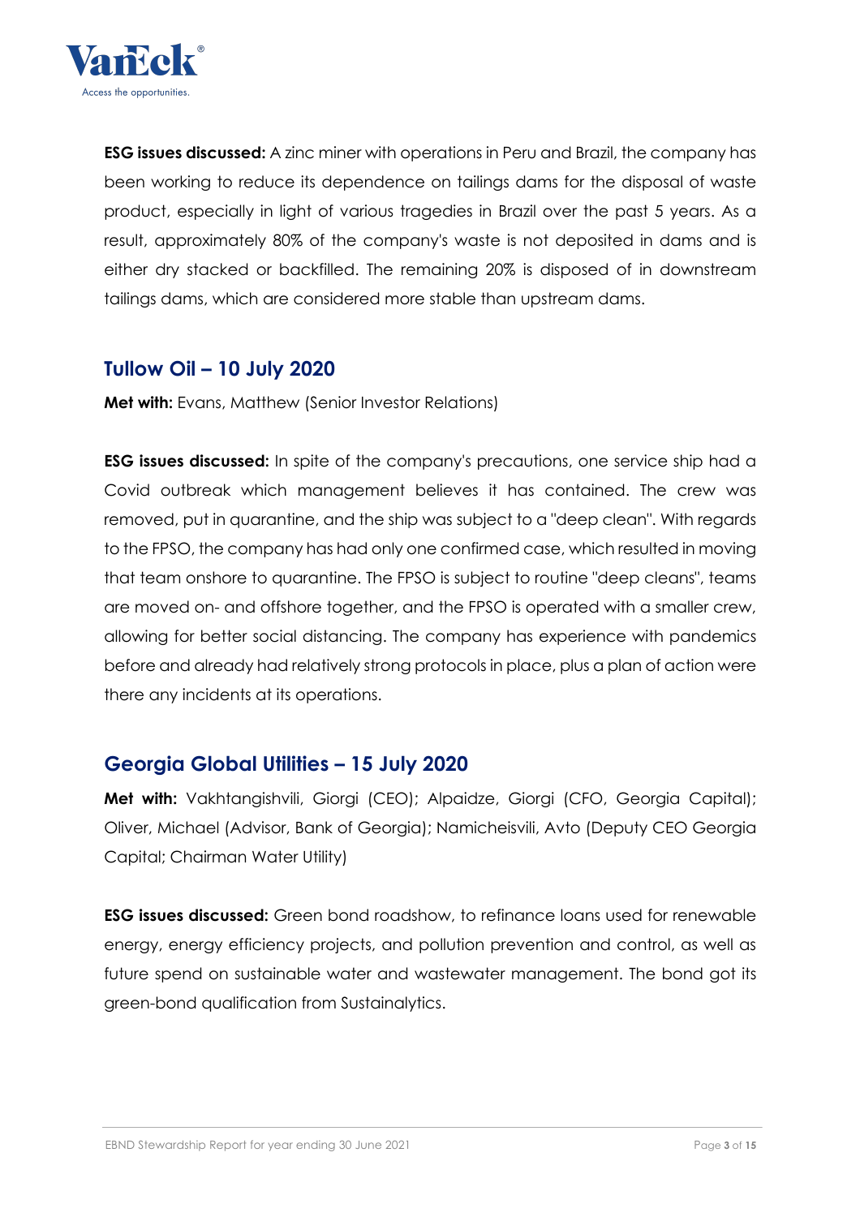**ESG issues discussed:** A zinc miner with operations in Peru and Brazil, the company has been working to reduce its dependence on tailings dams for the disposal of waste product, especially in light of various tragedies in Brazil over the past 5 years. As a result, approximately 80% of the company's waste is not deposited in dams and is either dry stacked or backfilled. The remaining 20% is disposed of in downstream tailings dams, which are considered more stable than upstream dams.

## Tullow Oil – 10 July 2020

**Met with:** Evans, Matthew (Senior Investor Relations)

**ESG issues discussed:** In spite of the company's precautions, one service ship had a Covid outbreak which management believes it has contained. The crew was removed, put in quarantine, and the ship was subject to a "deep clean". With regards to the FPSO, the company has had only one confirmed case, which resulted in moving that team onshore to quarantine. The FPSO is subject to routine "deep cleans", teams are moved on- and offshore together, and the FPSO is operated with a smaller crew, allowing for better social distancing. The company has experience with pandemics before and already had relatively strong protocols in place, plus a plan of action were there any incidents at its operations.

## Georgia Global Utilities – 15 July 2020

**Met with:** Vakhtangishvili, Giorgi (CEO); Alpaidze, Giorgi (CFO, Georgia Capital); Oliver, Michael (Advisor, Bank of Georgia); Namicheisvili, Avto (Deputy CEO Georgia Capital; Chairman Water Utility)

**ESG issues discussed:** Green bond roadshow, to refinance loans used for renewable energy, energy efficiency projects, and pollution prevention and control, as well as future spend on sustainable water and wastewater management. The bond got its green-bond qualification from Sustainalytics.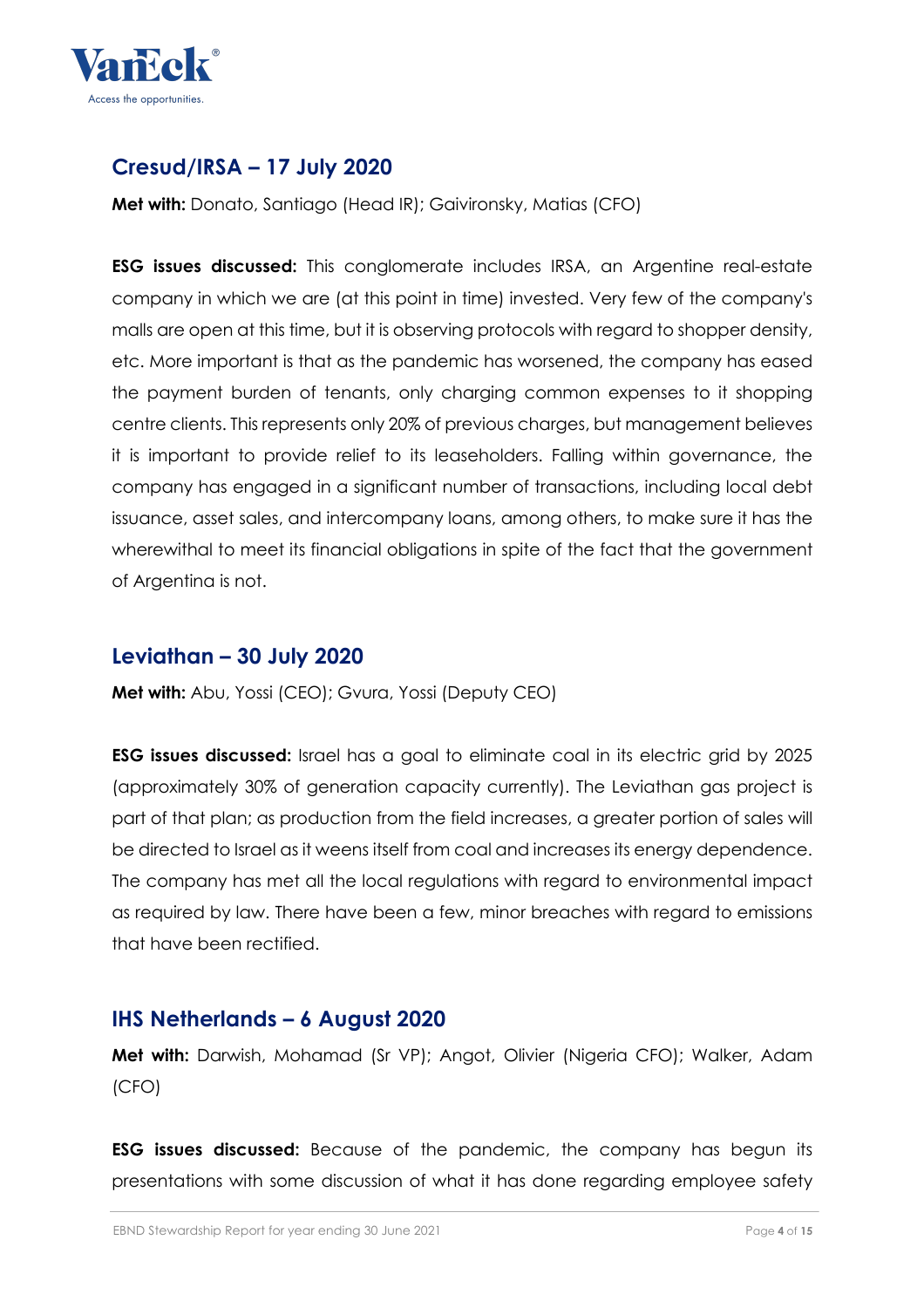## Cresud/IRSA – 17 July 2020

**Met with:** Donato, Santiago (Head IR); Gaivironsky, Matias (CFO)

**ESG issues discussed:** This conglomerate includes IRSA, an Argentine real-estate company in which we are (at this point in time) invested. Very few of the company's malls are open at this time, but it is observing protocols with regard to shopper density, etc. More important is that as the pandemic has worsened, the company has eased the payment burden of tenants, only charging common expenses to it shopping centre clients. This represents only 20% of previous charges, but management believes it is important to provide relief to its leaseholders. Falling within governance, the company has engaged in a significant number of transactions, including local debt issuance, asset sales, and intercompany loans, among others, to make sure it has the wherewithal to meet its financial obligations in spite of the fact that the government of Argentina is not.

## Leviathan – 30 July 2020

**Met with:** Abu, Yossi (CEO); Gvura, Yossi (Deputy CEO)

**ESG issues discussed:** Israel has a goal to eliminate coal in its electric grid by 2025 (approximately 30% of generation capacity currently). The Leviathan gas project is part of that plan; as production from the field increases, a greater portion of sales will be directed to Israel as it weens itself from coal and increases its energy dependence. The company has met all the local regulations with regard to environmental impact as required by law. There have been a few, minor breaches with regard to emissions that have been rectified.

## IHS Netherlands – 6 August 2020

**Met with:** Darwish, Mohamad (Sr VP); Angot, Olivier (Nigeria CFO); Walker, Adam (CFO)

**ESG issues discussed:** Because of the pandemic, the company has begun its presentations with some discussion of what it has done regarding employee safety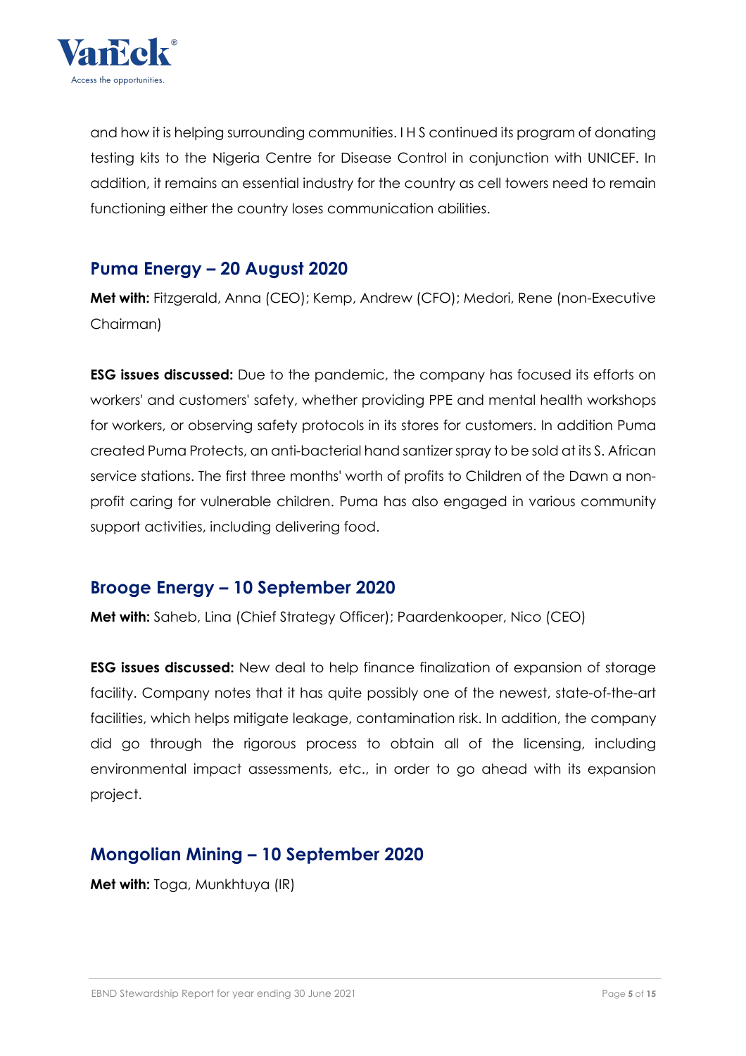and how it is helping surrounding communities. I H S continued its program of donating testing kits to the Nigeria Centre for Disease Control in conjunction with UNICEF. In addition, it remains an essential industry for the country as cell towers need to remain functioning either the country loses communication abilities.

## Puma Energy – 20 August 2020

**Met with:** Fitzgerald, Anna (CEO); Kemp, Andrew (CFO); Medori, Rene (non-Executive Chairman)

**ESG issues discussed:** Due to the pandemic, the company has focused its efforts on workers' and customers' safety, whether providing PPE and mental health workshops for workers, or observing safety protocols in its stores for customers. In addition Puma created Puma Protects, an anti-bacterial hand santizer spray to be sold at its S. African service stations. The first three months' worth of profits to Children of the Dawn a non-profit caring for vulnerable children. Puma has also engaged in various community support activities, including delivering food.

## Brooge Energy – 10 September 2020

**Met with:** Saheb, Lina (Chief Strategy Officer); Paardenkooper, Nico (CEO)

**ESG issues discussed:** New deal to help finance finalization of expansion of storage facility. Company notes that it has quite possibly one of the newest, state-of-the-art facilities, which helps mitigate leakage, contamination risk. In addition, the company did go through the rigorous process to obtain all of the licensing, including environmental impact assessments, etc., in order to go ahead with its expansion project.

## Mongolian Mining – 10 September 2020

**Met with:** Toga, Munkhtuya (IR)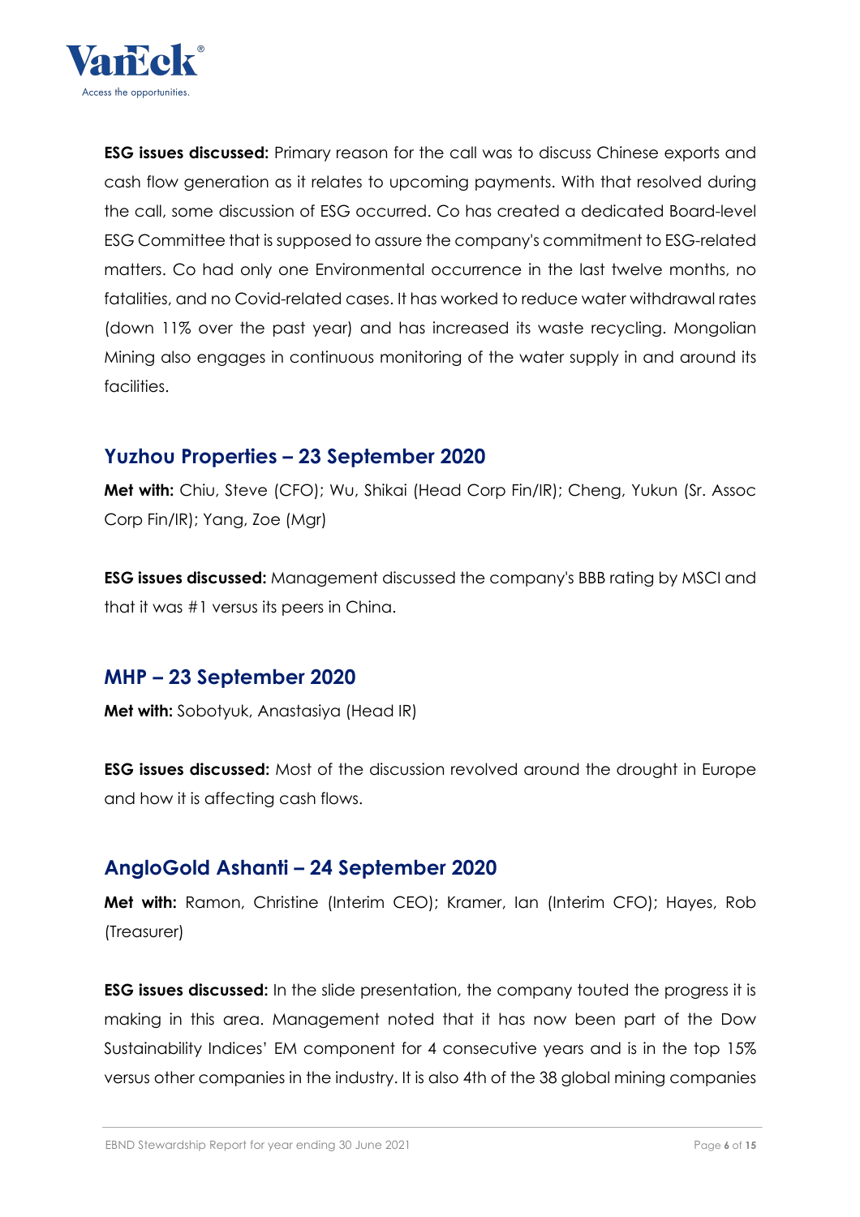**ESG issues discussed:** Primary reason for the call was to discuss Chinese exports and cash flow generation as it relates to upcoming payments. With that resolved during the call, some discussion of ESG occurred. Co has created a dedicated Board-level ESG Committee that is supposed to assure the company's commitment to ESG-related matters. Co had only one Environmental occurrence in the last twelve months, no fatalities, and no Covid-related cases. It has worked to reduce water withdrawal rates (down 11% over the past year) and has increased its waste recycling. Mongolian Mining also engages in continuous monitoring of the water supply in and around its facilities.

## Yuzhou Properties – 23 September 2020

**Met with:** Chiu, Steve (CFO); Wu, Shikai (Head Corp Fin/IR); Cheng, Yukun (Sr. Assoc Corp Fin/IR); Yang, Zoe (Mgr)

**ESG issues discussed:** Management discussed the company's BBB rating by MSCI and that it was #1 versus its peers in China.

## MHP – 23 September 2020

**Met with:** Sobotyuk, Anastasiya (Head IR)

**ESG issues discussed:** Most of the discussion revolved around the drought in Europe and how it is affecting cash flows.

## AngloGold Ashanti – 24 September 2020

**Met with:** Ramon, Christine (Interim CEO); Kramer, Ian (Interim CFO); Hayes, Rob (Treasurer)

**ESG issues discussed:** In the slide presentation, the company touted the progress it is making in this area. Management noted that it has now been part of the Dow Sustainability Indices' EM component for 4 consecutive years and is in the top 15% versus other companies in the industry. It is also 4th of the 38 global mining companies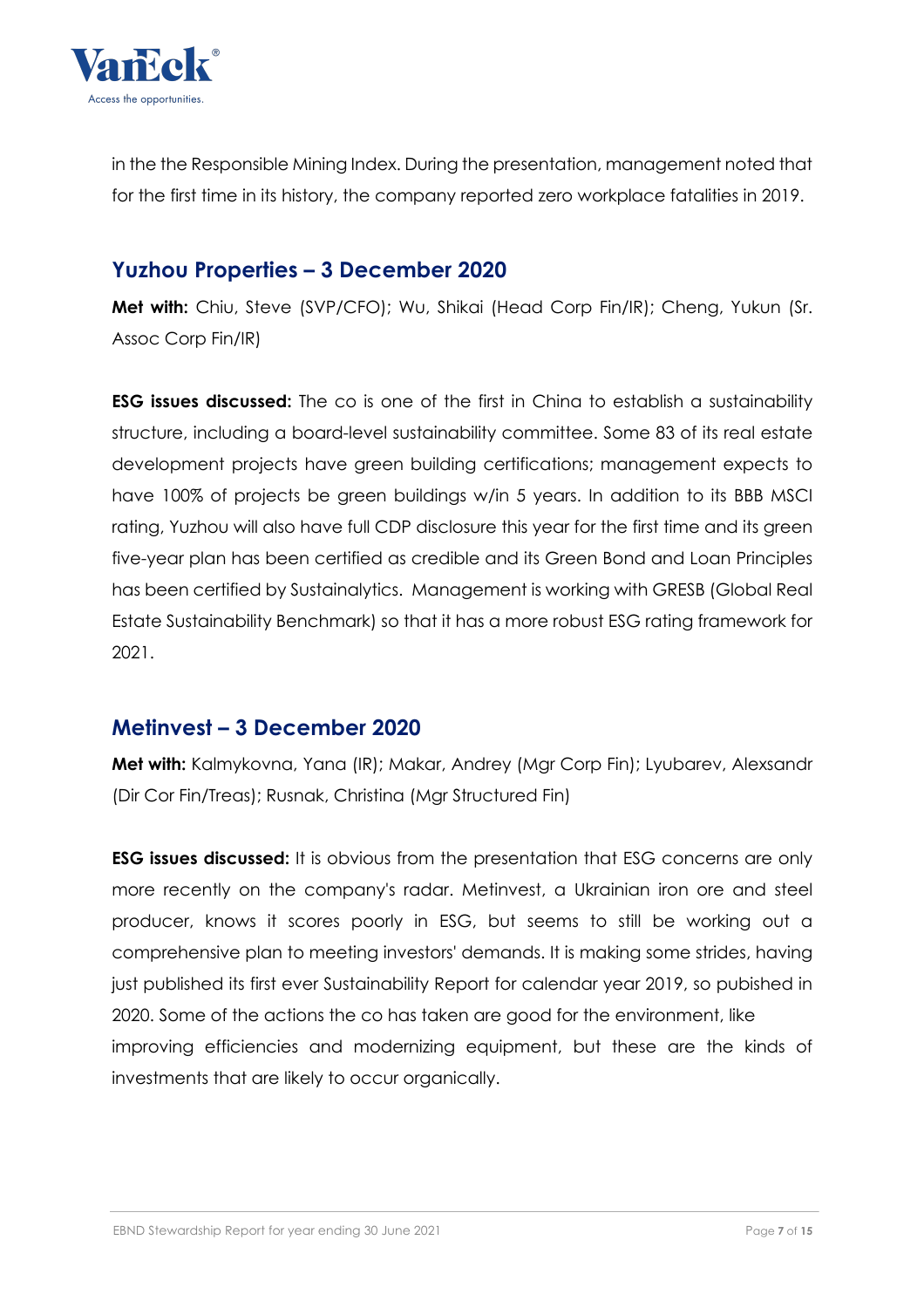in the the Responsible Mining Index. During the presentation, management noted that for the first time in its history, the company reported zero workplace fatalities in 2019.

## Yuzhou Properties – 3 December 2020

**Met with:** Chiu, Steve (SVP/CFO); Wu, Shikai (Head Corp Fin/IR); Cheng, Yukun (Sr. Assoc Corp Fin/IR)

**ESG issues discussed:** The co is one of the first in China to establish a sustainability structure, including a board-level sustainability committee. Some 83 of its real estate development projects have green building certifications; management expects to have 100% of projects be green buildings w/in 5 years. In addition to its BBB MSCI rating, Yuzhou will also have full CDP disclosure this year for the first time and its green five-year plan has been certified as credible and its Green Bond and Loan Principles has been certified by Sustainalytics. Management is working with GRESB (Global Real Estate Sustainability Benchmark) so that it has a more robust ESG rating framework for 2021.

## Metinvest – 3 December 2020

**Met with:** Kalmykovna, Yana (IR); Makar, Andrey (Mgr Corp Fin); Lyubarev, Alexsandr (Dir Cor Fin/Treas); Rusnak, Christina (Mgr Structured Fin)

**ESG issues discussed:** It is obvious from the presentation that ESG concerns are only more recently on the company's radar. Metinvest, a Ukrainian iron ore and steel producer, knows it scores poorly in ESG, but seems to still be working out a comprehensive plan to meeting investors' demands. It is making some strides, having just published its first ever Sustainability Report for calendar year 2019, so pubished in 2020. Some of the actions the co has taken are good for the environment, like improving efficiencies and modernizing equipment, but these are the kinds of investments that are likely to occur organically.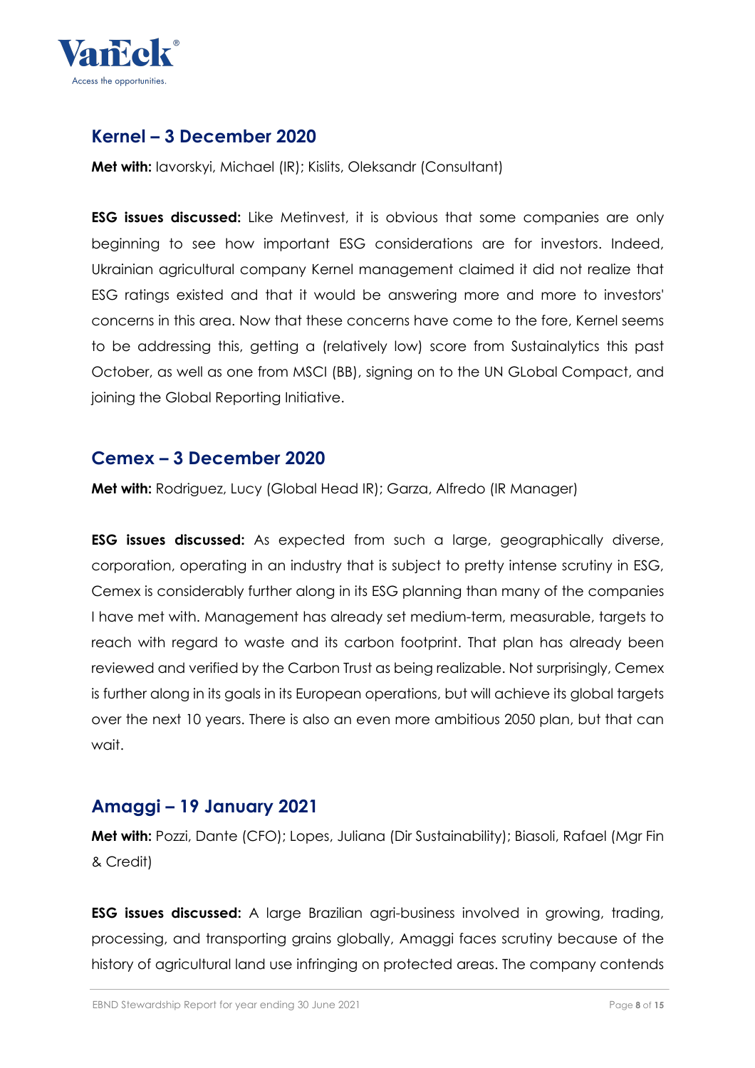## Kernel – 3 December 2020

**Met with:** Iavorskyi, Michael (IR); Kislits, Oleksandr (Consultant)

**ESG issues discussed:** Like Metinvest, it is obvious that some companies are only beginning to see how important ESG considerations are for investors. Indeed, Ukrainian agricultural company Kernel management claimed it did not realize that ESG ratings existed and that it would be answering more and more to investors' concerns in this area. Now that these concerns have come to the fore, Kernel seems to be addressing this, getting a (relatively low) score from Sustainalytics this past October, as well as one from MSCI (BB), signing on to the UN GLobal Compact, and joining the Global Reporting Initiative.

## Cemex – 3 December 2020

**Met with:** Rodriguez, Lucy (Global Head IR); Garza, Alfredo (IR Manager)

**ESG issues discussed:** As expected from such a large, geographically diverse, corporation, operating in an industry that is subject to pretty intense scrutiny in ESG, Cemex is considerably further along in its ESG planning than many of the companies I have met with. Management has already set medium-term, measurable, targets to reach with regard to waste and its carbon footprint. That plan has already been reviewed and verified by the Carbon Trust as being realizable. Not surprisingly, Cemex is further along in its goals in its European operations, but will achieve its global targets over the next 10 years. There is also an even more ambitious 2050 plan, but that can wait.

## Amaggi – 19 January 2021

**Met with:** Pozzi, Dante (CFO); Lopes, Juliana (Dir Sustainability); Biasoli, Rafael (Mgr Fin & Credit)

**ESG issues discussed:** A large Brazilian agri-business involved in growing, trading, processing, and transporting grains globally, Amaggi faces scrutiny because of the history of agricultural land use infringing on protected areas. The company contends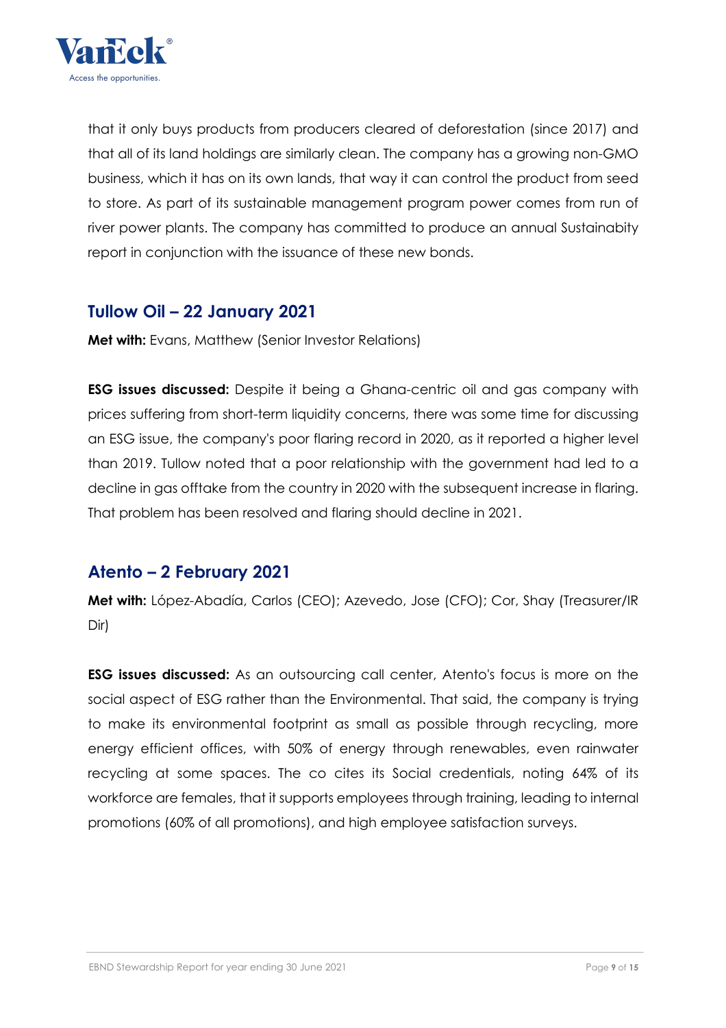that it only buys products from producers cleared of deforestation (since 2017) and that all of its land holdings are similarly clean. The company has a growing non-GMO business, which it has on its own lands, that way it can control the product from seed to store. As part of its sustainable management program power comes from run of river power plants. The company has committed to produce an annual Sustainabity report in conjunction with the issuance of these new bonds.

## Tullow Oil – 22 January 2021

**Met with:** Evans, Matthew (Senior Investor Relations)

**ESG issues discussed:** Despite it being a Ghana-centric oil and gas company with prices suffering from short-term liquidity concerns, there was some time for discussing an ESG issue, the company's poor flaring record in 2020, as it reported a higher level than 2019. Tullow noted that a poor relationship with the government had led to a decline in gas offtake from the country in 2020 with the subsequent increase in flaring. That problem has been resolved and flaring should decline in 2021.

## Atento – 2 February 2021

**Met with:** López-Abadía, Carlos (CEO); Azevedo, Jose (CFO); Cor, Shay (Treasurer/IR Dir)

**ESG issues discussed:** As an outsourcing call center, Atento's focus is more on the social aspect of ESG rather than the Environmental. That said, the company is trying to make its environmental footprint as small as possible through recycling, more energy efficient offices, with 50% of energy through renewables, even rainwater recycling at some spaces. The co cites its Social credentials, noting 64% of its workforce are females, that it supports employees through training, leading to internal promotions (60% of all promotions), and high employee satisfaction surveys.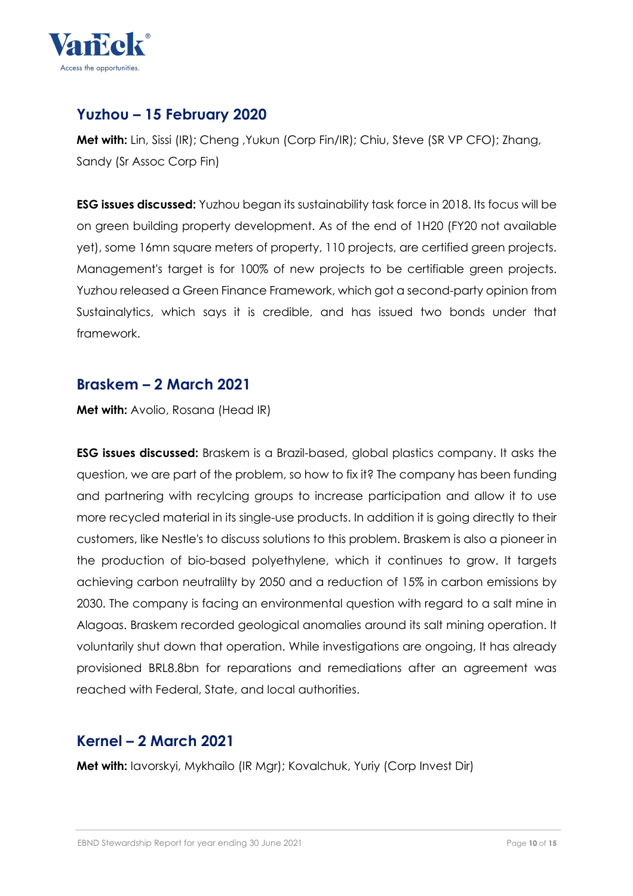## Yuzhou – 15 February 2020

**Met with:** Lin, Sissi (IR); Cheng ,Yukun (Corp Fin/IR); Chiu, Steve (SR VP CFO); Zhang, Sandy (Sr Assoc Corp Fin)

**ESG issues discussed:** Yuzhou began its sustainability task force in 2018. Its focus will be on green building property development. As of the end of 1H20 (FY20 not available yet), some 16mn square meters of property, 110 projects, are certified green projects. Management's target is for 100% of new projects to be certifiable green projects. Yuzhou released a Green Finance Framework, which got a second-party opinion from Sustainalytics, which says it is credible, and has issued two bonds under that framework.

## Braskem – 2 March 2021

**Met with:** Avolio, Rosana (Head IR)

**ESG issues discussed:** Braskem is a Brazil-based, global plastics company. It asks the question, we are part of the problem, so how to fix it? The company has been funding and partnering with recylcing groups to increase participation and allow it to use more recycled material in its single-use products. In addition it is going directly to their customers, like Nestle's to discuss solutions to this problem. Braskem is also a pioneer in the production of bio-based polyethylene, which it continues to grow. It targets achieving carbon neutralilty by 2050 and a reduction of 15% in carbon emissions by 2030. The company is facing an environmental question with regard to a salt mine in Alagoas. Braskem recorded geological anomalies around its salt mining operation. It voluntarily shut down that operation. While investigations are ongoing, It has already provisioned BRL8.8bn for reparations and remediations after an agreement was reached with Federal, State, and local authorities.

## Kernel – 2 March 2021

**Met with:** Iavorskyi, Mykhailo (IR Mgr); Kovalchuk, Yuriy (Corp Invest Dir)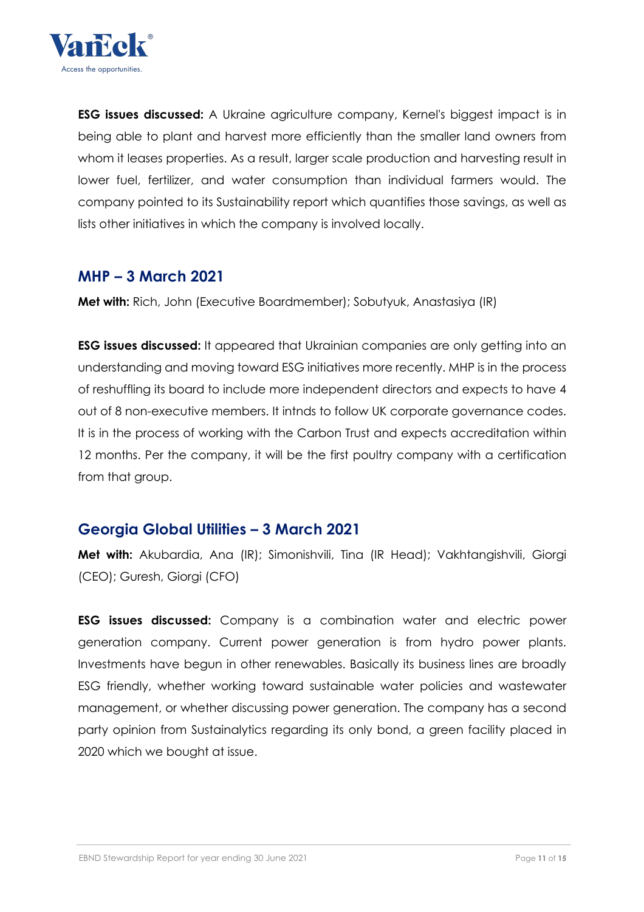**ESG issues discussed:** A Ukraine agriculture company, Kernel's biggest impact is in being able to plant and harvest more efficiently than the smaller land owners from whom it leases properties. As a result, larger scale production and harvesting result in lower fuel, fertilizer, and water consumption than individual farmers would. The company pointed to its Sustainability report which quantifies those savings, as well as lists other initiatives in which the company is involved locally.

## MHP – 3 March 2021

**Met with:** Rich, John (Executive Boardmember); Sobutyuk, Anastasiya (IR)

**ESG issues discussed:** It appeared that Ukrainian companies are only getting into an understanding and moving toward ESG initiatives more recently. MHP is in the process of reshuffling its board to include more independent directors and expects to have 4 out of 8 non-executive members. It intnds to follow UK corporate governance codes. It is in the process of working with the Carbon Trust and expects accreditation within 12 months. Per the company, it will be the first poultry company with a certification from that group.

## Georgia Global Utilities – 3 March 2021

**Met with:** Akubardia, Ana (IR); Simonishvili, Tina (IR Head); Vakhtangishvili, Giorgi (CEO); Guresh, Giorgi (CFO)

**ESG issues discussed:** Company is a combination water and electric power generation company. Current power generation is from hydro power plants. Investments have begun in other renewables. Basically its business lines are broadly ESG friendly, whether working toward sustainable water policies and wastewater management, or whether discussing power generation. The company has a second party opinion from Sustainalytics regarding its only bond, a green facility placed in 2020 which we bought at issue.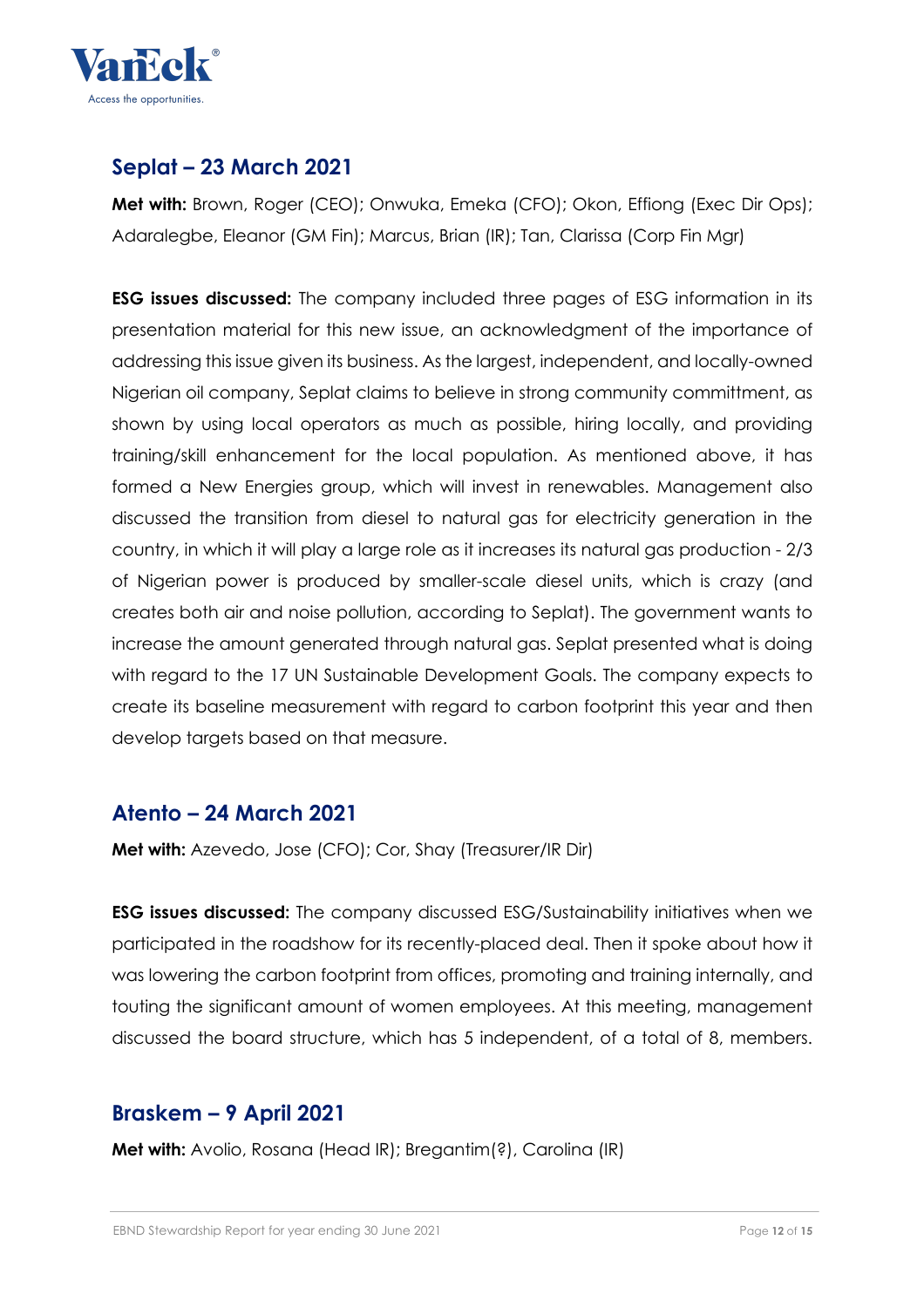## Seplat – 23 March 2021

**Met with:** Brown, Roger (CEO); Onwuka, Emeka (CFO); Okon, Effiong (Exec Dir Ops); Adaralegbe, Eleanor (GM Fin); Marcus, Brian (IR); Tan, Clarissa (Corp Fin Mgr)

**ESG issues discussed:** The company included three pages of ESG information in its presentation material for this new issue, an acknowledgment of the importance of addressing this issue given its business. As the largest, independent, and locally-owned Nigerian oil company, Seplat claims to believe in strong community committment, as shown by using local operators as much as possible, hiring locally, and providing training/skill enhancement for the local population. As mentioned above, it has formed a New Energies group, which will invest in renewables. Management also discussed the transition from diesel to natural gas for electricity generation in the country, in which it will play a large role as it increases its natural gas production - 2/3 of Nigerian power is produced by smaller-scale diesel units, which is crazy (and creates both air and noise pollution, according to Seplat). The government wants to increase the amount generated through natural gas. Seplat presented what is doing with regard to the 17 UN Sustainable Development Goals. The company expects to create its baseline measurement with regard to carbon footprint this year and then develop targets based on that measure.

## Atento – 24 March 2021

**Met with:** Azevedo, Jose (CFO); Cor, Shay (Treasurer/IR Dir)

**ESG issues discussed:** The company discussed ESG/Sustainability initiatives when we participated in the roadshow for its recently-placed deal. Then it spoke about how it was lowering the carbon footprint from offices, promoting and training internally, and touting the significant amount of women employees. At this meeting, management discussed the board structure, which has 5 independent, of a total of 8, members.

## Braskem – 9 April 2021

**Met with:** Avolio, Rosana (Head IR); Bregantim(?), Carolina (IR)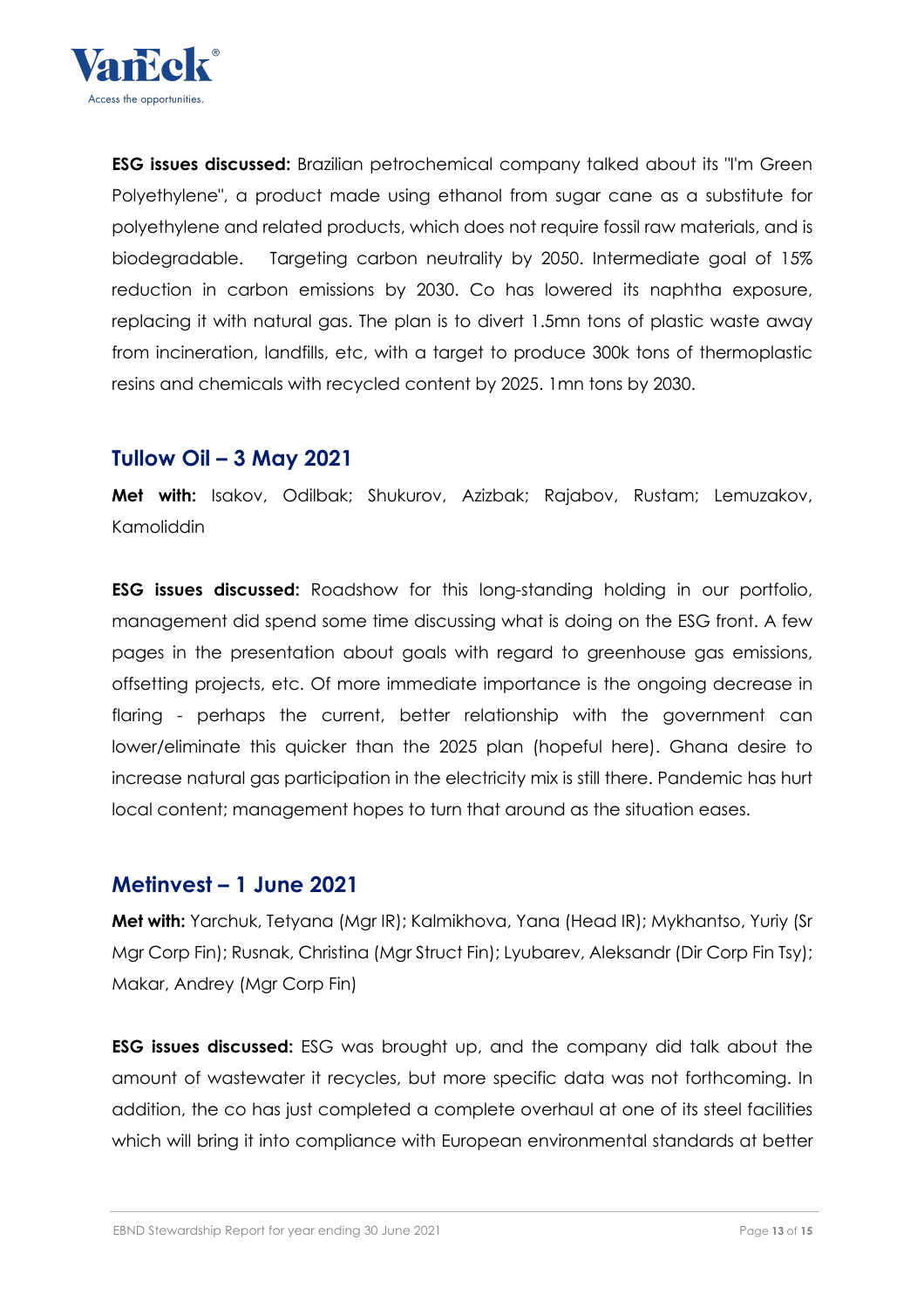**ESG issues discussed:** Brazilian petrochemical company talked about its "I'm Green Polyethylene", a product made using ethanol from sugar cane as a substitute for polyethylene and related products, which does not require fossil raw materials, and is biodegradable. Targeting carbon neutrality by 2050. Intermediate goal of 15% reduction in carbon emissions by 2030. Co has lowered its naphtha exposure, replacing it with natural gas. The plan is to divert 1.5mn tons of plastic waste away from incineration, landfills, etc, with a target to produce 300k tons of thermoplastic resins and chemicals with recycled content by 2025. 1mn tons by 2030.

## Tullow Oil – 3 May 2021

**Met with:** Isakov, Odilbak; Shukurov, Azizbak; Rajabov, Rustam; Lemuzakov, Kamoliddin

**ESG issues discussed:** Roadshow for this long-standing holding in our portfolio, management did spend some time discussing what is doing on the ESG front. A few pages in the presentation about goals with regard to greenhouse gas emissions, offsetting projects, etc. Of more immediate importance is the ongoing decrease in flaring - perhaps the current, better relationship with the government can lower/eliminate this quicker than the 2025 plan (hopeful here). Ghana desire to increase natural gas participation in the electricity mix is still there. Pandemic has hurt local content; management hopes to turn that around as the situation eases.

## Metinvest – 1 June 2021

**Met with:** Yarchuk, Tetyana (Mgr IR); Kalmikhova, Yana (Head IR); Mykhantso, Yuriy (Sr Mgr Corp Fin); Rusnak, Christina (Mgr Struct Fin); Lyubarev, Aleksandr (Dir Corp Fin Tsy); Makar, Andrey (Mgr Corp Fin)

**ESG issues discussed:** ESG was brought up, and the company did talk about the amount of wastewater it recycles, but more specific data was not forthcoming. In addition, the co has just completed a complete overhaul at one of its steel facilities which will bring it into compliance with European environmental standards at better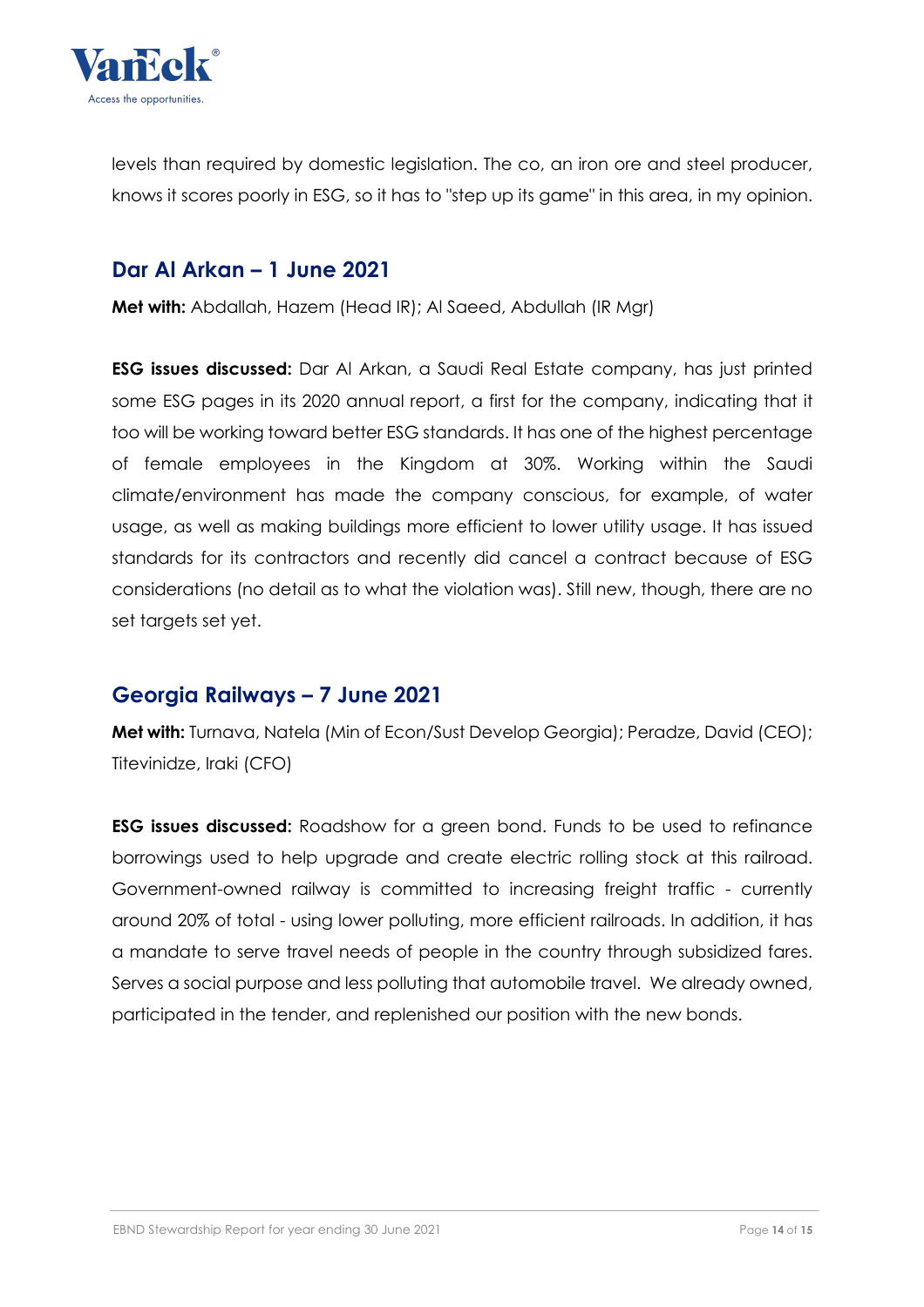levels than required by domestic legislation. The co, an iron ore and steel producer, knows it scores poorly in ESG, so it has to "step up its game" in this area, in my opinion.

## Dar Al Arkan – 1 June 2021

**Met with:** Abdallah, Hazem (Head IR); Al Saeed, Abdullah (IR Mgr)

**ESG issues discussed:** Dar Al Arkan, a Saudi Real Estate company, has just printed some ESG pages in its 2020 annual report, a first for the company, indicating that it too will be working toward better ESG standards. It has one of the highest percentage of female employees in the Kingdom at 30%. Working within the Saudi climate/environment has made the company conscious, for example, of water usage, as well as making buildings more efficient to lower utility usage. It has issued standards for its contractors and recently did cancel a contract because of ESG considerations (no detail as to what the violation was). Still new, though, there are no set targets set yet.

## Georgia Railways – 7 June 2021

**Met with:** Turnava, Natela (Min of Econ/Sust Develop Georgia); Peradze, David (CEO); Titevinidze, Iraki (CFO)

**ESG issues discussed:** Roadshow for a green bond. Funds to be used to refinance borrowings used to help upgrade and create electric rolling stock at this railroad. Government-owned railway is committed to increasing freight traffic - currently around 20% of total - using lower polluting, more efficient railroads. In addition, it has a mandate to serve travel needs of people in the country through subsidized fares. Serves a social purpose and less polluting that automobile travel. We already owned, participated in the tender, and replenished our position with the new bonds.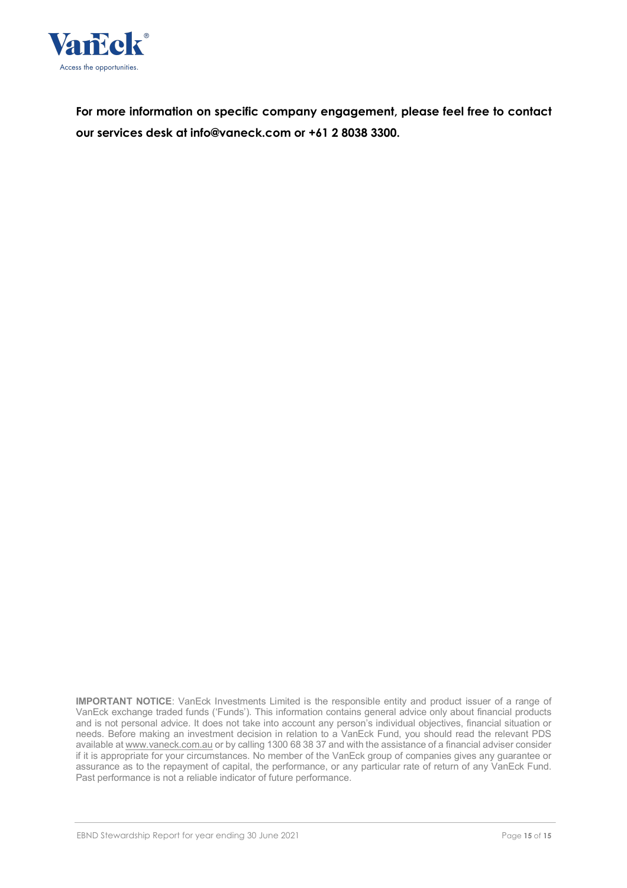**For more information on specific company engagement, please feel free to contact our services desk at info@vaneck.com or +61 2 8038 3300.**

**IMPORTANT NOTICE**: VanEck Investments Limited is the responsible entity and product issuer of a range of VanEck exchange traded funds ('Funds'). This information contains general advice only about financial products and is not personal advice. It does not take into account any person's individual objectives, financial situation or needs. Before making an investment decision in relation to a VanEck Fund, you should read the relevant PDS available at www.vaneck.com.au or by calling 1300 68 38 37 and with the assistance of a financial adviser consider if it is appropriate for your circumstances. No member of the VanEck group of companies gives any guarantee or assurance as to the repayment of capital, the performance, or any particular rate of return of any VanEck Fund. Past performance is not a reliable indicator of future performance.